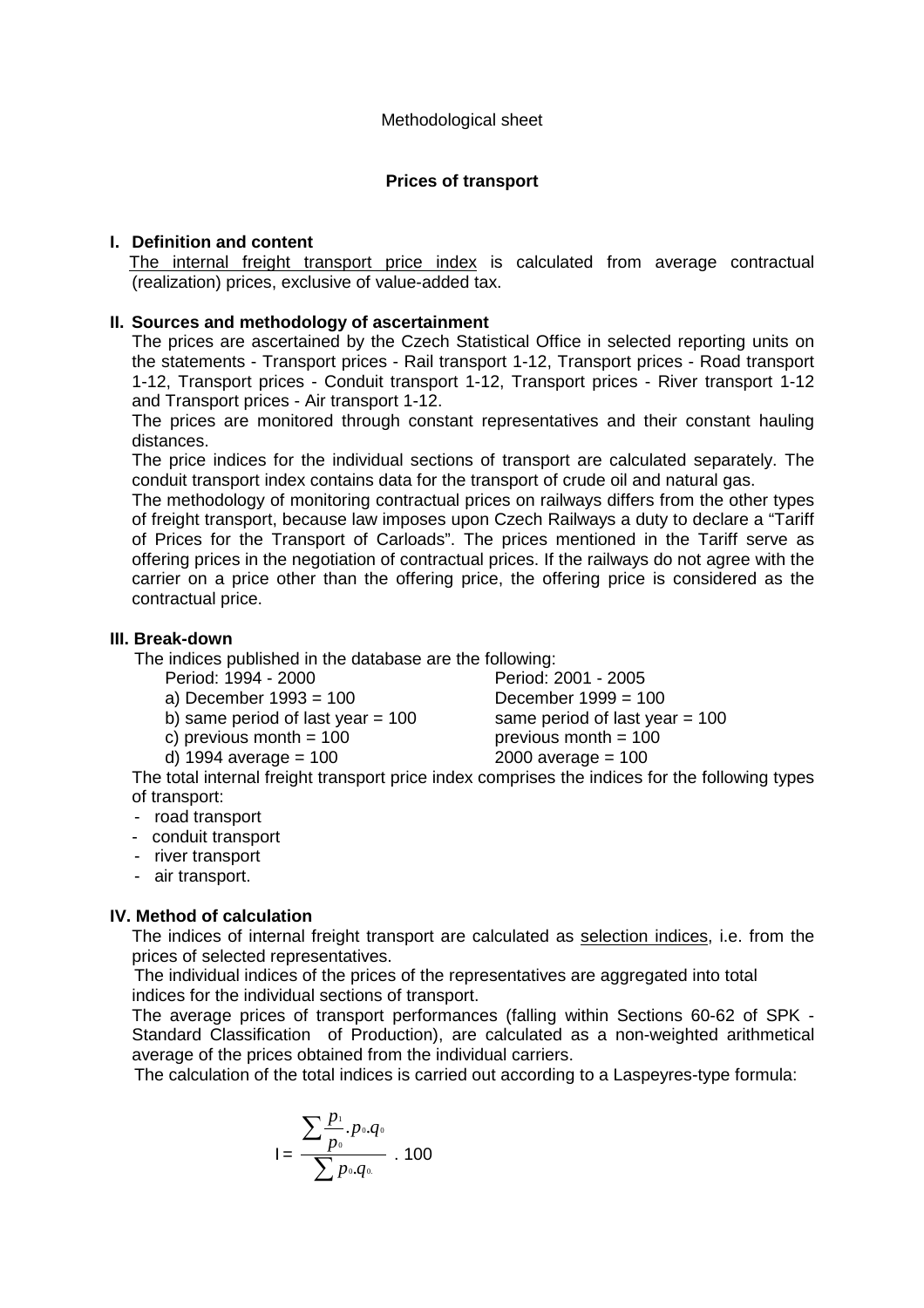Methodological sheet

**Prices of transport**

## I. Definition and content

The internal freight transport price index is calculated from average contractual (realization) prices, exclusive of value-added tax.

## II. Sources and methodology of ascertainment

The prices are ascertained by the Czech Statistical Office in selected reporting units on the statements - Transport prices - Rail transport 1-12, Transport prices - Road transport 1-12, Transport prices - Conduit transport 1-12, Transport prices - River transport 1-12 and Transport prices - Air transport 1-12.

The prices are monitored through constant representatives and their constant hauling distances.

The price indices for the individual sections of transport are calculated separately. The conduit transport index contains data for the transport of crude oil and natural gas.

The methodology of monitoring contractual prices on railways differs from the other types of freight transport, because law imposes upon Czech Railways a duty to declare a "Tariff of Prices for the Transport of Carloads". The prices mentioned in the Tariff serve as offering prices in the negotiation of contractual prices. If the railways do not agree with the carrier on a price other than the offering price, the offering price is considered as the contractual price.

## III. Break-down

The indices published in the database are the following:

| Period: 1994 - 2000 | Period: 2001 - 2005 |
|---|---|
| a) December 1993 = 100 | December 1999 = 100 |
| b) same period of last year = 100 | same period of last year = 100 |
| c) previous month = 100 | previous month = 100 |
| d) 1994 average = 100 | 2000 average = 100 |

The total internal freight transport price index comprises the indices for the following types of transport:

- road transport
- conduit transport
- river transport
- air transport.

## IV. Method of calculation

The indices of internal freight transport are calculated as selection indices, i.e. from the prices of selected representatives.

The individual indices of the prices of the representatives are aggregated into total indices for the individual sections of transport.

The average prices of transport performances (falling within Sections 60-62 of SPK - Standard Classification of Production), are calculated as a non-weighted arithmetical average of the prices obtained from the individual carriers.

The calculation of the total indices is carried out according to a Laspeyres-type formula:

$$I = \frac{\sum \frac{p_1}{p_0} . p_0 . q_0}{\sum p_0 . q_0} \;.\; 100$$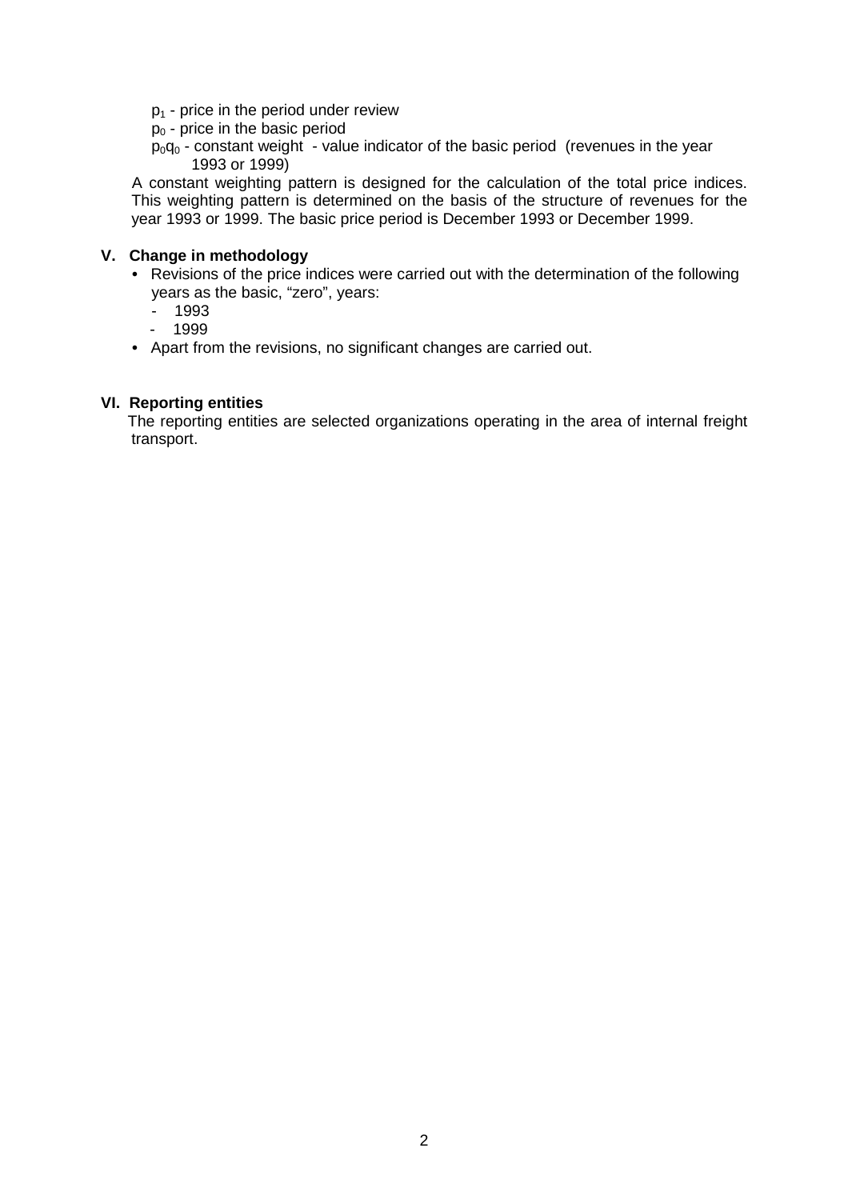$p_1$ - price in the period under review

$p_0$ - price in the basic period

$p_0q_0$ - constant weight - value indicator of the basic period (revenues in the year 1993 or 1999)

A constant weighting pattern is designed for the calculation of the total price indices. This weighting pattern is determined on the basis of the structure of revenues for the year 1993 or 1999. The basic price period is December 1993 or December 1999.

## V. Change in methodology

- Revisions of the price indices were carried out with the determination of the following years as the basic, "zero", years:
  - 1993
  - 1999
- Apart from the revisions, no significant changes are carried out.

## VI. Reporting entities

The reporting entities are selected organizations operating in the area of internal freight transport.